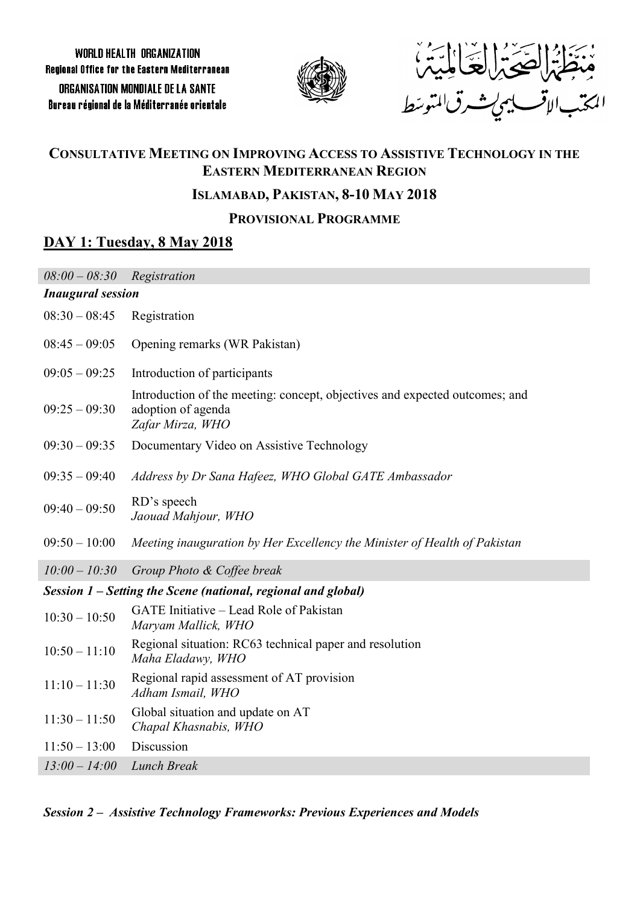WORLD HEALTH ORGANIZATION
Regional Office for the Eastern Mediterranean
ORGANISATION MONDIALE DE LA SANTE
Bureau régional de la Méditerranée orientale

منظمة الصحة العالمية
المكتب الإقليمي لشرق المتوسط

## CONSULTATIVE MEETING ON IMPROVING ACCESS TO ASSISTIVE TECHNOLOGY IN THE EASTERN MEDITERRANEAN REGION

### ISLAMABAD, PAKISTAN, 8-10 MAY 2018

### PROVISIONAL PROGRAMME

## DAY 1: Tuesday, 8 May 2018

| | |
|---|---|
| *08:00 – 08:30* | *Registration* |
| ***Inaugural session*** | |
| 08:30 – 08:45 | Registration |
| 08:45 – 09:05 | Opening remarks (WR Pakistan) |
| 09:05 – 09:25 | Introduction of participants |
| 09:25 – 09:30 | Introduction of the meeting: concept, objectives and expected outcomes; and adoption of agenda<br>*Zafar Mirza, WHO* |
| 09:30 – 09:35 | Documentary Video on Assistive Technology |
| 09:35 – 09:40 | *Address by Dr Sana Hafeez, WHO Global GATE Ambassador* |
| 09:40 – 09:50 | RD's speech<br>*Jaouad Mahjour, WHO* |
| 09:50 – 10:00 | *Meeting inauguration by Her Excellency the Minister of Health of Pakistan* |
| *10:00 – 10:30* | *Group Photo & Coffee break* |
| ***Session 1 – Setting the Scene (national, regional and global)*** | |
| 10:30 – 10:50 | GATE Initiative – Lead Role of Pakistan<br>*Maryam Mallick, WHO* |
| 10:50 – 11:10 | Regional situation: RC63 technical paper and resolution<br>*Maha Eladawy, WHO* |
| 11:10 – 11:30 | Regional rapid assessment of AT provision<br>*Adham Ismail, WHO* |
| 11:30 – 11:50 | Global situation and update on AT<br>*Chapal Khasnabis, WHO* |
| 11:50 – 13:00 | Discussion |
| *13:00 – 14:00* | *Lunch Break* |

***Session 2 – Assistive Technology Frameworks: Previous Experiences and Models***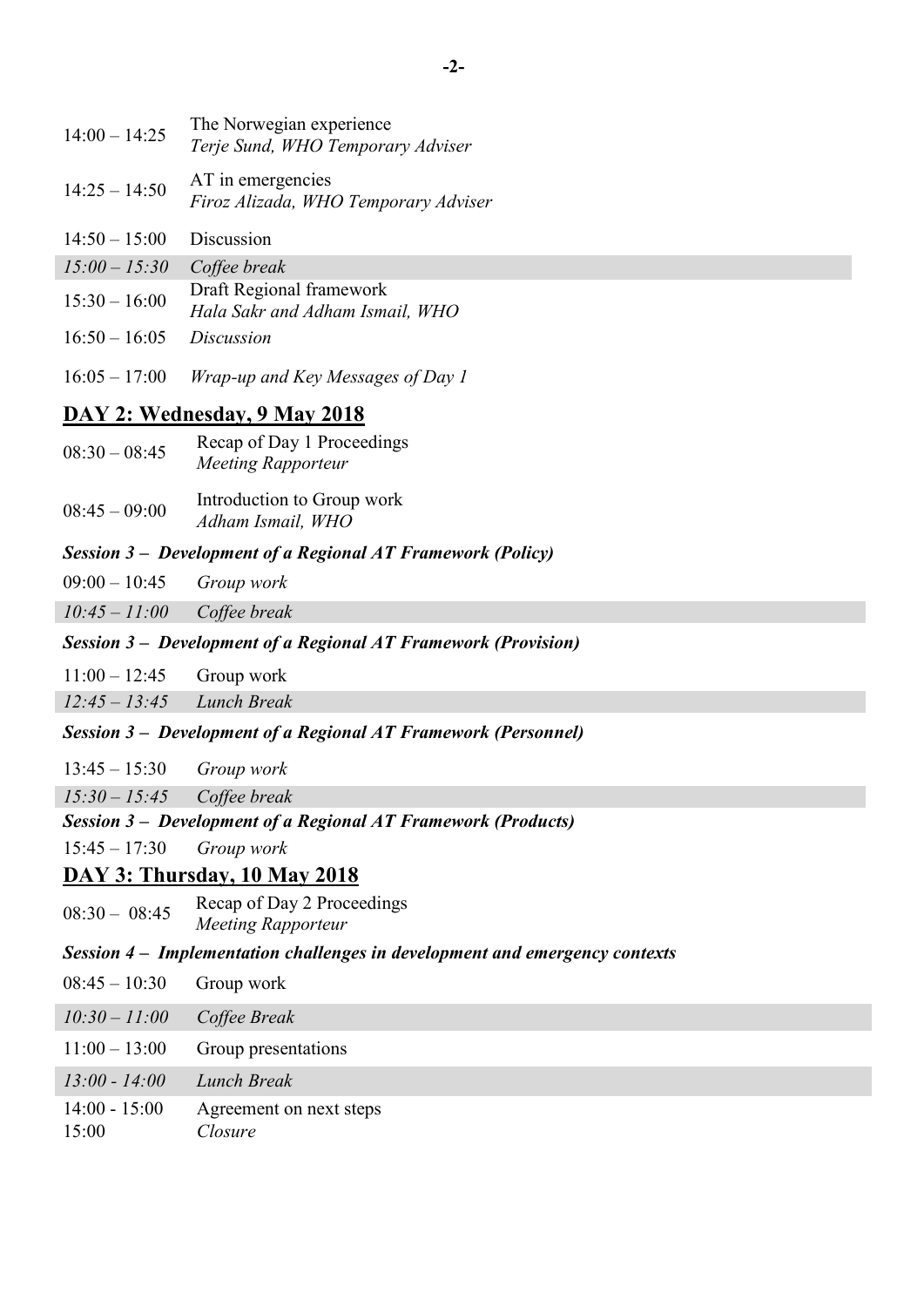| | |
|---|---|
| 14:00 – 14:25 | The Norwegian experience<br>*Terje Sund, WHO Temporary Adviser* |
| 14:25 – 14:50 | AT in emergencies<br>*Firoz Alizada, WHO Temporary Adviser* |
| 14:50 – 15:00 | Discussion |
| *15:00 – 15:30* | *Coffee break* |
| 15:30 – 16:00 | Draft Regional framework<br>*Hala Sakr and Adham Ismail, WHO* |
| 16:50 – 16:05 | *Discussion* |
| 16:05 – 17:00 | *Wrap-up and Key Messages of Day 1* |

## DAY 2: Wednesday, 9 May 2018

| | |
|---|---|
| 08:30 – 08:45 | Recap of Day 1 Proceedings<br>*Meeting Rapporteur* |
| 08:45 – 09:00 | Introduction to Group work<br>*Adham Ismail, WHO* |

***Session 3 – Development of a Regional AT Framework (Policy)***

| | |
|---|---|
| 09:00 – 10:45 | *Group work* |
| *10:45 – 11:00* | *Coffee break* |

***Session 3 – Development of a Regional AT Framework (Provision)***

| | |
|---|---|
| 11:00 – 12:45 | Group work |
| *12:45 – 13:45* | *Lunch Break* |

***Session 3 – Development of a Regional AT Framework (Personnel)***

| | |
|---|---|
| 13:45 – 15:30 | *Group work* |
| *15:30 – 15:45* | *Coffee break* |

***Session 3 – Development of a Regional AT Framework (Products)***

| | |
|---|---|
| 15:45 – 17:30 | *Group work* |

## DAY 3: Thursday, 10 May 2018

| | |
|---|---|
| 08:30 – 08:45 | Recap of Day 2 Proceedings<br>*Meeting Rapporteur* |

***Session 4 – Implementation challenges in development and emergency contexts***

| | |
|---|---|
| 08:45 – 10:30 | Group work |
| *10:30 – 11:00* | *Coffee Break* |
| 11:00 – 13:00 | Group presentations |
| *13:00 - 14:00* | *Lunch Break* |
| 14:00 - 15:00 | Agreement on next steps |
| 15:00 | *Closure* |